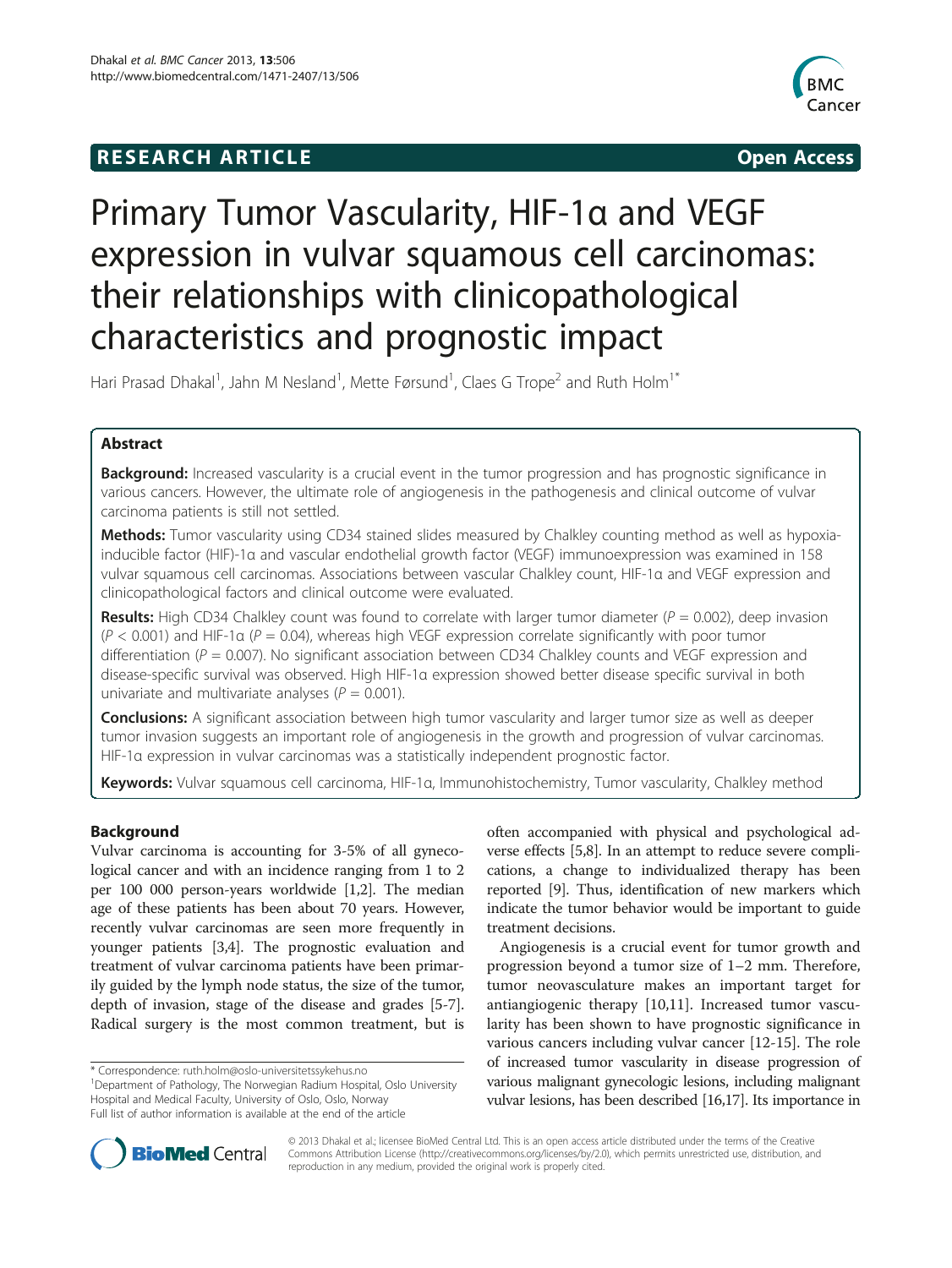RESEARCH ARTICLE Open Access

# Primary Tumor Vascularity, HIF-1α and VEGF expression in vulvar squamous cell carcinomas: their relationships with clinicopathological characteristics and prognostic impact

Hari Prasad Dhakal[1], Jahn M Nesland[1], Mette Førsund[1], Claes G Trope[2] and Ruth Holm[1*]

## Abstract

**Background:** Increased vascularity is a crucial event in the tumor progression and has prognostic significance in various cancers. However, the ultimate role of angiogenesis in the pathogenesis and clinical outcome of vulvar carcinoma patients is still not settled.

**Methods:** Tumor vascularity using CD34 stained slides measured by Chalkley counting method as well as hypoxia-inducible factor (HIF)-1α and vascular endothelial growth factor (VEGF) immunoexpression was examined in 158 vulvar squamous cell carcinomas. Associations between vascular Chalkley count, HIF-1α and VEGF expression and clinicopathological factors and clinical outcome were evaluated.

**Results:** High CD34 Chalkley count was found to correlate with larger tumor diameter ($P = 0.002$), deep invasion ($P < 0.001$) and HIF-1α ($P = 0.04$), whereas high VEGF expression correlate significantly with poor tumor differentiation ($P = 0.007$). No significant association between CD34 Chalkley counts and VEGF expression and disease-specific survival was observed. High HIF-1α expression showed better disease specific survival in both univariate and multivariate analyses ($P = 0.001$).

**Conclusions:** A significant association between high tumor vascularity and larger tumor size as well as deeper tumor invasion suggests an important role of angiogenesis in the growth and progression of vulvar carcinomas. HIF-1α expression in vulvar carcinomas was a statistically independent prognostic factor.

**Keywords:** Vulvar squamous cell carcinoma, HIF-1α, Immunohistochemistry, Tumor vascularity, Chalkley method

## Background

Vulvar carcinoma is accounting for 3-5% of all gynecological cancer and with an incidence ranging from 1 to 2 per 100 000 person-years worldwide [1,2]. The median age of these patients has been about 70 years. However, recently vulvar carcinomas are seen more frequently in younger patients [3,4]. The prognostic evaluation and treatment of vulvar carcinoma patients have been primarily guided by the lymph node status, the size of the tumor, depth of invasion, stage of the disease and grades [5-7]. Radical surgery is the most common treatment, but is often accompanied with physical and psychological adverse effects [5,8]. In an attempt to reduce severe complications, a change to individualized therapy has been reported [9]. Thus, identification of new markers which indicate the tumor behavior would be important to guide treatment decisions.

Angiogenesis is a crucial event for tumor growth and progression beyond a tumor size of 1–2 mm. Therefore, tumor neovasculature makes an important target for antiangiogenic therapy [10,11]. Increased tumor vascularity has been shown to have prognostic significance in various cancers including vulvar cancer [12-15]. The role of increased tumor vascularity in disease progression of various malignant gynecologic lesions, including malignant vulvar lesions, has been described [16,17]. Its importance in

\* Correspondence: ruth.holm@oslo-universitetssykehus.no
[1]Department of Pathology, The Norwegian Radium Hospital, Oslo University Hospital and Medical Faculty, University of Oslo, Oslo, Norway
Full list of author information is available at the end of the article

© 2013 Dhakal et al.; licensee BioMed Central Ltd. This is an open access article distributed under the terms of the Creative Commons Attribution License (http://creativecommons.org/licenses/by/2.0), which permits unrestricted use, distribution, and reproduction in any medium, provided the original work is properly cited.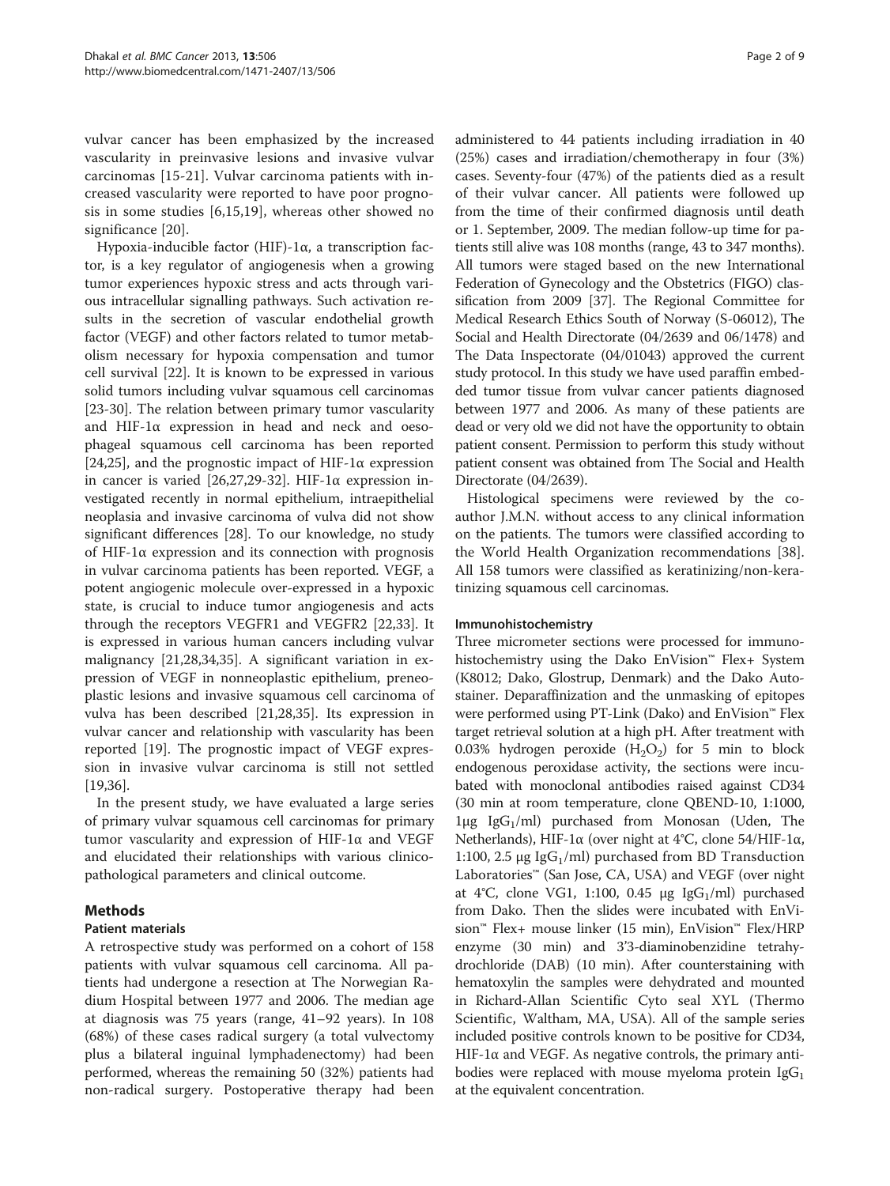vulvar cancer has been emphasized by the increased vascularity in preinvasive lesions and invasive vulvar carcinomas [15-21]. Vulvar carcinoma patients with increased vascularity were reported to have poor prognosis in some studies [6,15,19], whereas other showed no significance [20].

Hypoxia-inducible factor (HIF)-1α, a transcription factor, is a key regulator of angiogenesis when a growing tumor experiences hypoxic stress and acts through various intracellular signalling pathways. Such activation results in the secretion of vascular endothelial growth factor (VEGF) and other factors related to tumor metabolism necessary for hypoxia compensation and tumor cell survival [22]. It is known to be expressed in various solid tumors including vulvar squamous cell carcinomas [23-30]. The relation between primary tumor vascularity and HIF-1α expression in head and neck and oesophageal squamous cell carcinoma has been reported [24,25], and the prognostic impact of HIF-1α expression in cancer is varied [26,27,29-32]. HIF-1α expression investigated recently in normal epithelium, intraepithelial neoplasia and invasive carcinoma of vulva did not show significant differences [28]. To our knowledge, no study of HIF-1α expression and its connection with prognosis in vulvar carcinoma patients has been reported. VEGF, a potent angiogenic molecule over-expressed in a hypoxic state, is crucial to induce tumor angiogenesis and acts through the receptors VEGFR1 and VEGFR2 [22,33]. It is expressed in various human cancers including vulvar malignancy [21,28,34,35]. A significant variation in expression of VEGF in nonneoplastic epithelium, preneoplastic lesions and invasive squamous cell carcinoma of vulva has been described [21,28,35]. Its expression in vulvar cancer and relationship with vascularity has been reported [19]. The prognostic impact of VEGF expression in invasive vulvar carcinoma is still not settled [19,36].

In the present study, we have evaluated a large series of primary vulvar squamous cell carcinomas for primary tumor vascularity and expression of HIF-1α and VEGF and elucidated their relationships with various clinicopathological parameters and clinical outcome.

## Methods

### Patient materials

A retrospective study was performed on a cohort of 158 patients with vulvar squamous cell carcinoma. All patients had undergone a resection at The Norwegian Radium Hospital between 1977 and 2006. The median age at diagnosis was 75 years (range, 41–92 years). In 108 (68%) of these cases radical surgery (a total vulvectomy plus a bilateral inguinal lymphadenectomy) had been performed, whereas the remaining 50 (32%) patients had non-radical surgery. Postoperative therapy had been administered to 44 patients including irradiation in 40 (25%) cases and irradiation/chemotherapy in four (3%) cases. Seventy-four (47%) of the patients died as a result of their vulvar cancer. All patients were followed up from the time of their confirmed diagnosis until death or 1. September, 2009. The median follow-up time for patients still alive was 108 months (range, 43 to 347 months). All tumors were staged based on the new International Federation of Gynecology and the Obstetrics (FIGO) classification from 2009 [37]. The Regional Committee for Medical Research Ethics South of Norway (S-06012), The Social and Health Directorate (04/2639 and 06/1478) and The Data Inspectorate (04/01043) approved the current study protocol. In this study we have used paraffin embedded tumor tissue from vulvar cancer patients diagnosed between 1977 and 2006. As many of these patients are dead or very old we did not have the opportunity to obtain patient consent. Permission to perform this study without patient consent was obtained from The Social and Health Directorate (04/2639).

Histological specimens were reviewed by the coauthor J.M.N. without access to any clinical information on the patients. The tumors were classified according to the World Health Organization recommendations [38]. All 158 tumors were classified as keratinizing/non-keratinizing squamous cell carcinomas.

### Immunohistochemistry

Three micrometer sections were processed for immunohistochemistry using the Dako EnVision™ Flex+ System (K8012; Dako, Glostrup, Denmark) and the Dako Autostainer. Deparaffinization and the unmasking of epitopes were performed using PT-Link (Dako) and EnVision™ Flex target retrieval solution at a high pH. After treatment with 0.03% hydrogen peroxide ($H_2O_2$) for 5 min to block endogenous peroxidase activity, the sections were incubated with monoclonal antibodies raised against CD34 (30 min at room temperature, clone QBEND-10, 1:1000, 1μg $IgG_1$/ml) purchased from Monosan (Uden, The Netherlands), HIF-1α (over night at 4°C, clone 54/HIF-1α, 1:100, 2.5 μg $IgG_1$/ml) purchased from BD Transduction Laboratories™ (San Jose, CA, USA) and VEGF (over night at 4°C, clone VG1, 1:100, 0.45 μg $IgG_1$/ml) purchased from Dako. Then the slides were incubated with EnVision™ Flex+ mouse linker (15 min), EnVision™ Flex/HRP enzyme (30 min) and 3'3-diaminobenzidine tetrahydrochloride (DAB) (10 min). After counterstaining with hematoxylin the samples were dehydrated and mounted in Richard-Allan Scientific Cyto seal XYL (Thermo Scientific, Waltham, MA, USA). All of the sample series included positive controls known to be positive for CD34, HIF-1α and VEGF. As negative controls, the primary antibodies were replaced with mouse myeloma protein $IgG_1$ at the equivalent concentration.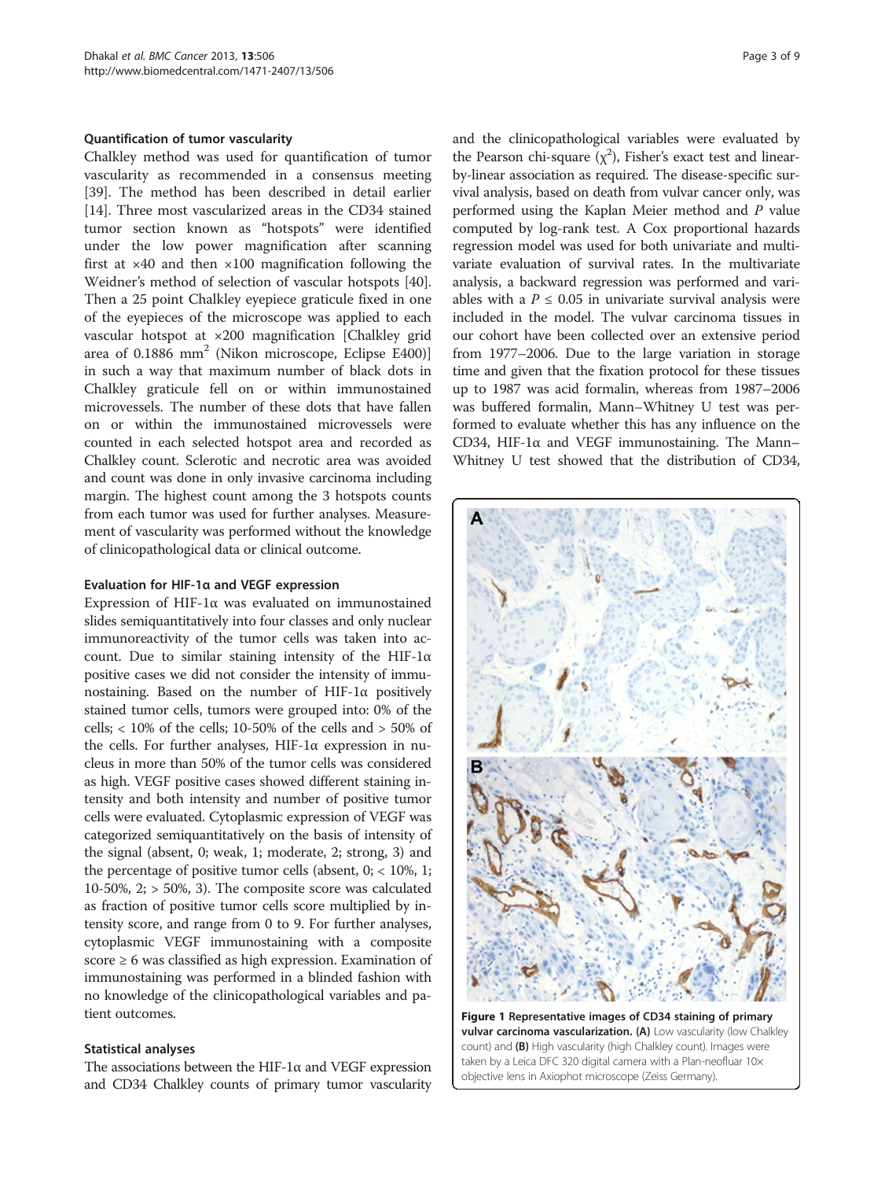### Quantification of tumor vascularity

Chalkley method was used for quantification of tumor vascularity as recommended in a consensus meeting [39]. The method has been described in detail earlier [14]. Three most vascularized areas in the CD34 stained tumor section known as "hotspots" were identified under the low power magnification after scanning first at ×40 and then ×100 magnification following the Weidner's method of selection of vascular hotspots [40]. Then a 25 point Chalkley eyepiece graticule fixed in one of the eyepieces of the microscope was applied to each vascular hotspot at ×200 magnification [Chalkley grid area of 0.1886 $mm^2$ (Nikon microscope, Eclipse E400)] in such a way that maximum number of black dots in Chalkley graticule fell on or within immunostained microvessels. The number of these dots that have fallen on or within the immunostained microvessels were counted in each selected hotspot area and recorded as Chalkley count. Sclerotic and necrotic area was avoided and count was done in only invasive carcinoma including margin. The highest count among the 3 hotspots counts from each tumor was used for further analyses. Measurement of vascularity was performed without the knowledge of clinicopathological data or clinical outcome.

### Evaluation for HIF-1α and VEGF expression

Expression of HIF-1α was evaluated on immunostained slides semiquantitatively into four classes and only nuclear immunoreactivity of the tumor cells was taken into account. Due to similar staining intensity of the HIF-1α positive cases we did not consider the intensity of immunostaining. Based on the number of HIF-1α positively stained tumor cells, tumors were grouped into: 0% of the cells; < 10% of the cells; 10-50% of the cells and > 50% of the cells. For further analyses, HIF-1α expression in nucleus in more than 50% of the tumor cells was considered as high. VEGF positive cases showed different staining intensity and both intensity and number of positive tumor cells were evaluated. Cytoplasmic expression of VEGF was categorized semiquantitatively on the basis of intensity of the signal (absent, 0; weak, 1; moderate, 2; strong, 3) and the percentage of positive tumor cells (absent, 0; < 10%, 1; 10-50%, 2; > 50%, 3). The composite score was calculated as fraction of positive tumor cells score multiplied by intensity score, and range from 0 to 9. For further analyses, cytoplasmic VEGF immunostaining with a composite score ≥ 6 was classified as high expression. Examination of immunostaining was performed in a blinded fashion with no knowledge of the clinicopathological variables and patient outcomes.

### Statistical analyses

The associations between the HIF-1α and VEGF expression and CD34 Chalkley counts of primary tumor vascularity and the clinicopathological variables were evaluated by the Pearson chi-square ($\chi^2$), Fisher's exact test and linear-by-linear association as required. The disease-specific survival analysis, based on death from vulvar cancer only, was performed using the Kaplan Meier method and *P* value computed by log-rank test. A Cox proportional hazards regression model was used for both univariate and multivariate evaluation of survival rates. In the multivariate analysis, a backward regression was performed and variables with a $P \leq 0.05$ in univariate survival analysis were included in the model. The vulvar carcinoma tissues in our cohort have been collected over an extensive period from 1977–2006. Due to the large variation in storage time and given that the fixation protocol for these tissues up to 1987 was acid formalin, whereas from 1987–2006 was buffered formalin, Mann–Whitney U test was performed to evaluate whether this has any influence on the CD34, HIF-1α and VEGF immunostaining. The Mann–Whitney U test showed that the distribution of CD34,

**Figure 1 Representative images of CD34 staining of primary vulvar carcinoma vascularization. (A)** Low vascularity (low Chalkley count) and **(B)** High vascularity (high Chalkley count). Images were taken by a Leica DFC 320 digital camera with a Plan-neofluar 10× objective lens in Axiophot microscope (Zeiss Germany).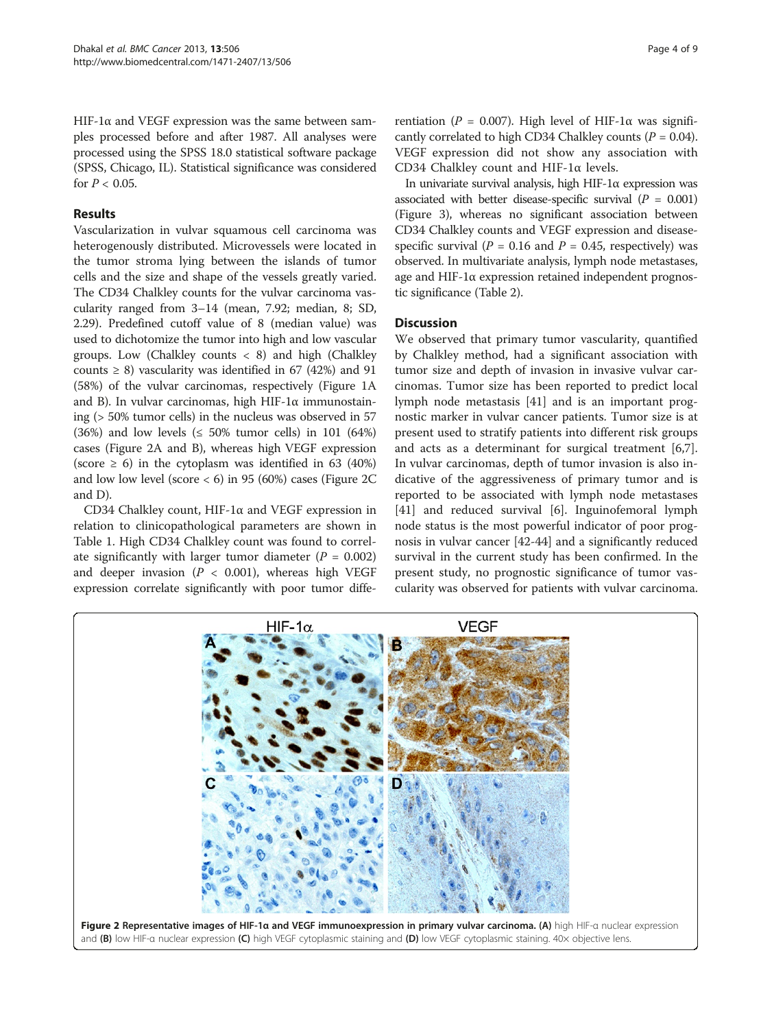HIF-1α and VEGF expression was the same between samples processed before and after 1987. All analyses were processed using the SPSS 18.0 statistical software package (SPSS, Chicago, IL). Statistical significance was considered for $P < 0.05$.

## Results

Vascularization in vulvar squamous cell carcinoma was heterogenously distributed. Microvessels were located in the tumor stroma lying between the islands of tumor cells and the size and shape of the vessels greatly varied. The CD34 Chalkley counts for the vulvar carcinoma vascularity ranged from 3–14 (mean, 7.92; median, 8; SD, 2.29). Predefined cutoff value of 8 (median value) was used to dichotomize the tumor into high and low vascular groups. Low (Chalkley counts < 8) and high (Chalkley counts ≥ 8) vascularity was identified in 67 (42%) and 91 (58%) of the vulvar carcinomas, respectively (Figure 1A and B). In vulvar carcinomas, high HIF-1α immunostaining (> 50% tumor cells) in the nucleus was observed in 57 (36%) and low levels (≤ 50% tumor cells) in 101 (64%) cases (Figure 2A and B), whereas high VEGF expression (score ≥ 6) in the cytoplasm was identified in 63 (40%) and low low level (score < 6) in 95 (60%) cases (Figure 2C and D).

CD34 Chalkley count, HIF-1α and VEGF expression in relation to clinicopathological parameters are shown in Table 1. High CD34 Chalkley count was found to correlate significantly with larger tumor diameter ($P = 0.002$) and deeper invasion ($P < 0.001$), whereas high VEGF expression correlate significantly with poor tumor differentiation ($P = 0.007$). High level of HIF-1α was significantly correlated to high CD34 Chalkley counts ($P = 0.04$). VEGF expression did not show any association with CD34 Chalkley count and HIF-1α levels.

In univariate survival analysis, high HIF-1α expression was associated with better disease-specific survival ($P = 0.001$) (Figure 3), whereas no significant association between CD34 Chalkley counts and VEGF expression and disease-specific survival ($P = 0.16$ and $P = 0.45$, respectively) was observed. In multivariate analysis, lymph node metastases, age and HIF-1α expression retained independent prognostic significance (Table 2).

## Discussion

We observed that primary tumor vascularity, quantified by Chalkley method, had a significant association with tumor size and depth of invasion in invasive vulvar carcinomas. Tumor size has been reported to predict local lymph node metastasis [41] and is an important prognostic marker in vulvar cancer patients. Tumor size is at present used to stratify patients into different risk groups and acts as a determinant for surgical treatment [6,7]. In vulvar carcinomas, depth of tumor invasion is also indicative of the aggressiveness of primary tumor and is reported to be associated with lymph node metastases [41] and reduced survival [6]. Inguinofemoral lymph node status is the most powerful indicator of poor prognosis in vulvar cancer [42-44] and a significantly reduced survival in the current study has been confirmed. In the present study, no prognostic significance of tumor vascularity was observed for patients with vulvar carcinoma.

**Figure 2 Representative images of HIF-1α and VEGF immunoexpression in primary vulvar carcinoma. (A)** high HIF-α nuclear expression and **(B)** low HIF-α nuclear expression **(C)** high VEGF cytoplasmic staining and **(D)** low VEGF cytoplasmic staining. 40× objective lens.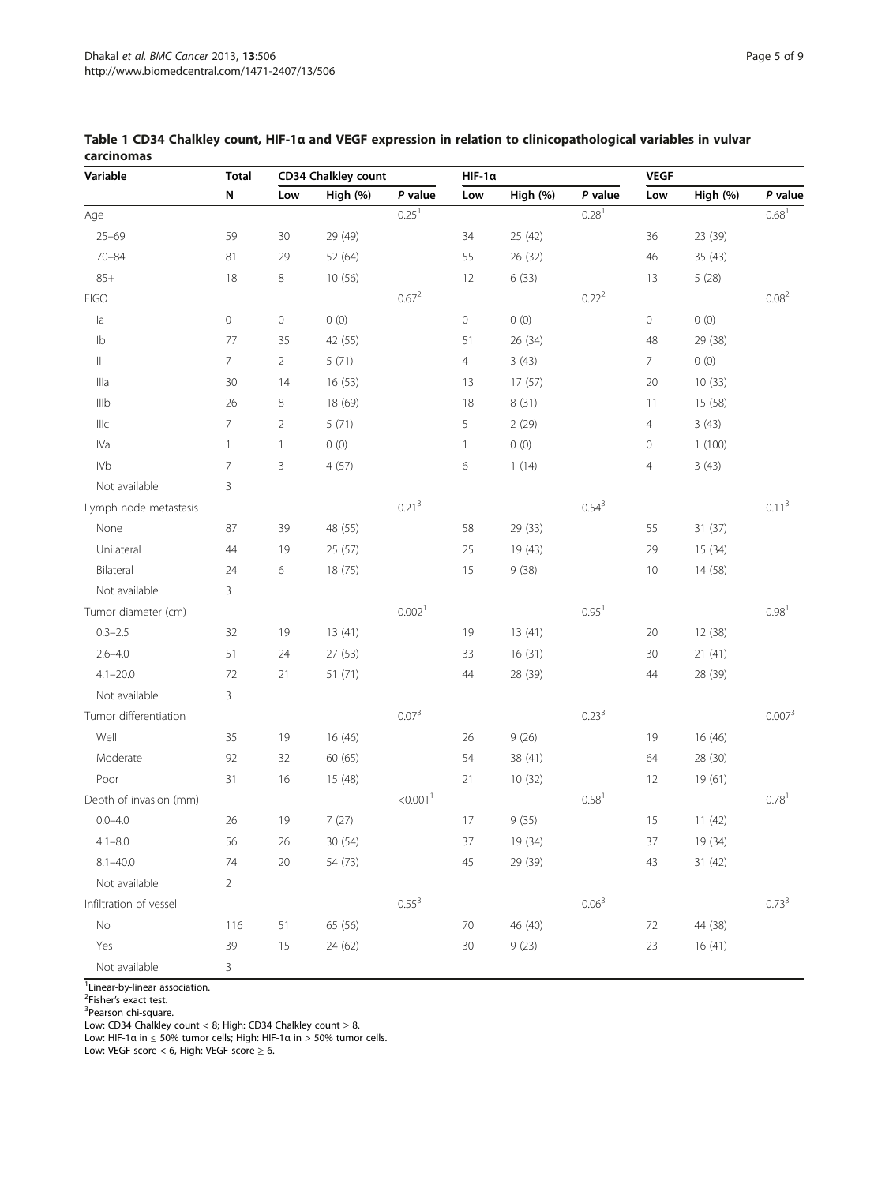**Table 1 CD34 Chalkley count, HIF-1α and VEGF expression in relation to clinicopathological variables in vulvar carcinomas**

| Variable | Total | CD34 Chalkley count | | | HIF-1α | | | VEGF | | |
|---|---|---|---|---|---|---|---|---|---|---|
| | N | Low | High (%) | *P* value | Low | High (%) | *P* value | Low | High (%) | *P* value |
| Age | | | | 0.25[1] | | | 0.28[1] | | | 0.68[1] |
| 25–69 | 59 | 30 | 29 (49) | | 34 | 25 (42) | | 36 | 23 (39) | |
| 70–84 | 81 | 29 | 52 (64) | | 55 | 26 (32) | | 46 | 35 (43) | |
| 85+ | 18 | 8 | 10 (56) | | 12 | 6 (33) | | 13 | 5 (28) | |
| FIGO | | | | 0.67[2] | | | 0.22[2] | | | 0.08[2] |
| Ia | 0 | 0 | 0 (0) | | 0 | 0 (0) | | 0 | 0 (0) | |
| Ib | 77 | 35 | 42 (55) | | 51 | 26 (34) | | 48 | 29 (38) | |
| II | 7 | 2 | 5 (71) | | 4 | 3 (43) | | 7 | 0 (0) | |
| IIIa | 30 | 14 | 16 (53) | | 13 | 17 (57) | | 20 | 10 (33) | |
| IIIb | 26 | 8 | 18 (69) | | 18 | 8 (31) | | 11 | 15 (58) | |
| IIIc | 7 | 2 | 5 (71) | | 5 | 2 (29) | | 4 | 3 (43) | |
| IVa | 1 | 1 | 0 (0) | | 1 | 0 (0) | | 0 | 1 (100) | |
| IVb | 7 | 3 | 4 (57) | | 6 | 1 (14) | | 4 | 3 (43) | |
| Not available | 3 | | | | | | | | | |
| Lymph node metastasis | | | | 0.21[3] | | | 0.54[3] | | | 0.11[3] |
| None | 87 | 39 | 48 (55) | | 58 | 29 (33) | | 55 | 31 (37) | |
| Unilateral | 44 | 19 | 25 (57) | | 25 | 19 (43) | | 29 | 15 (34) | |
| Bilateral | 24 | 6 | 18 (75) | | 15 | 9 (38) | | 10 | 14 (58) | |
| Not available | 3 | | | | | | | | | |
| Tumor diameter (cm) | | | | 0.002[1] | | | 0.95[1] | | | 0.98[1] |
| 0.3–2.5 | 32 | 19 | 13 (41) | | 19 | 13 (41) | | 20 | 12 (38) | |
| 2.6–4.0 | 51 | 24 | 27 (53) | | 33 | 16 (31) | | 30 | 21 (41) | |
| 4.1–20.0 | 72 | 21 | 51 (71) | | 44 | 28 (39) | | 44 | 28 (39) | |
| Not available | 3 | | | | | | | | | |
| Tumor differentiation | | | | 0.07[3] | | | 0.23[3] | | | 0.007[3] |
| Well | 35 | 19 | 16 (46) | | 26 | 9 (26) | | 19 | 16 (46) | |
| Moderate | 92 | 32 | 60 (65) | | 54 | 38 (41) | | 64 | 28 (30) | |
| Poor | 31 | 16 | 15 (48) | | 21 | 10 (32) | | 12 | 19 (61) | |
| Depth of invasion (mm) | | | | <0.001[1] | | | 0.58[1] | | | 0.78[1] |
| 0.0–4.0 | 26 | 19 | 7 (27) | | 17 | 9 (35) | | 15 | 11 (42) | |
| 4.1–8.0 | 56 | 26 | 30 (54) | | 37 | 19 (34) | | 37 | 19 (34) | |
| 8.1–40.0 | 74 | 20 | 54 (73) | | 45 | 29 (39) | | 43 | 31 (42) | |
| Not available | 2 | | | | | | | | | |
| Infiltration of vessel | | | | 0.55[3] | | | 0.06[3] | | | 0.73[3] |
| No | 116 | 51 | 65 (56) | | 70 | 46 (40) | | 72 | 44 (38) | |
| Yes | 39 | 15 | 24 (62) | | 30 | 9 (23) | | 23 | 16 (41) | |
| Not available | 3 | | | | | | | | | |

[1]Linear-by-linear association.
[2]Fisher's exact test.
[3]Pearson chi-square.
Low: CD34 Chalkley count < 8; High: CD34 Chalkley count ≥ 8.
Low: HIF-1α in ≤ 50% tumor cells; High: HIF-1α in > 50% tumor cells.
Low: VEGF score < 6, High: VEGF score ≥ 6.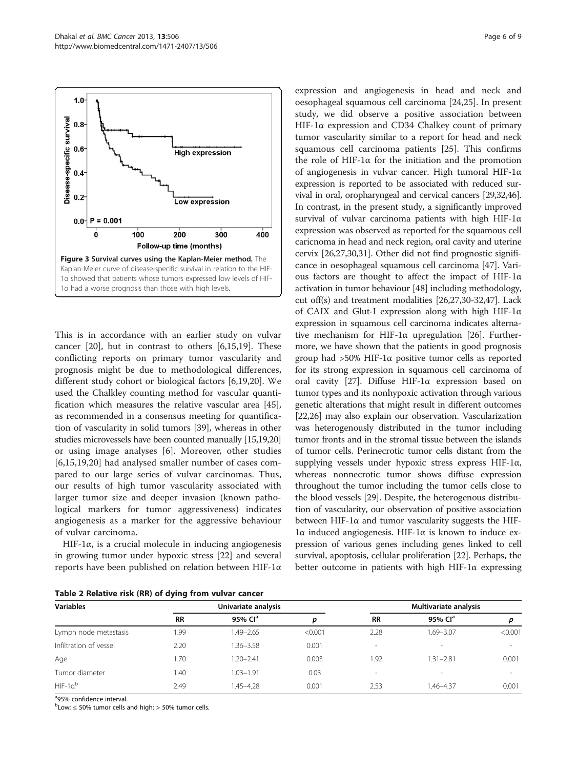Figure 3 Survival curves using the Kaplan-Meier method. The Kaplan-Meier curve of disease-specific survival in relation to the HIF-1α showed that patients whose tumors expressed low levels of HIF-1α had a worse prognosis than those with high levels.

This is in accordance with an earlier study on vulvar cancer [20], but in contrast to others [6,15,19]. These conflicting reports on primary tumor vascularity and prognosis might be due to methodological differences, different study cohort or biological factors [6,19,20]. We used the Chalkley counting method for vascular quantification which measures the relative vascular area [45], as recommended in a consensus meeting for quantification of vascularity in solid tumors [39], whereas in other studies microvessels have been counted manually [15,19,20] or using image analyses [6]. Moreover, other studies [6,15,19,20] had analysed smaller number of cases compared to our large series of vulvar carcinomas. Thus, our results of high tumor vascularity associated with larger tumor size and deeper invasion (known pathological markers for tumor aggressiveness) indicates angiogenesis as a marker for the aggressive behaviour of vulvar carcinoma.

HIF-1α, is a crucial molecule in inducing angiogenesis in growing tumor under hypoxic stress [22] and several reports have been published on relation between HIF-1α expression and angiogenesis in head and neck and oesophageal squamous cell carcinoma [24,25]. In present study, we did observe a positive association between HIF-1α expression and CD34 Chalkey count of primary tumor vascularity similar to a report for head and neck squamous cell carcinoma patients [25]. This confirms the role of HIF-1α for the initiation and the promotion of angiogenesis in vulvar cancer. High tumoral HIF-1α expression is reported to be associated with reduced survival in oral, oropharyngeal and cervical cancers [29,32,46]. In contrast, in the present study, a significantly improved survival of vulvar carcinoma patients with high HIF-1α expression was observed as reported for the squamous cell caricnoma in head and neck region, oral cavity and uterine cervix [26,27,30,31]. Other did not find prognostic significance in oesophageal squamous cell carcinoma [47]. Various factors are thought to affect the impact of HIF-1α activation in tumor behaviour [48] including methodology, cut off(s) and treatment modalities [26,27,30-32,47]. Lack of CAIX and Glut-I expression along with high HIF-1α expression in squamous cell carcinoma indicates alternative mechanism for HIF-1α upregulation [26]. Furthermore, we have shown that the patients in good prognosis group had >50% HIF-1α positive tumor cells as reported for its strong expression in squamous cell carcinoma of oral cavity [27]. Diffuse HIF-1α expression based on tumor types and its nonhypoxic activation through various genetic alterations that might result in different outcomes [22,26] may also explain our observation. Vascularization was heterogenously distributed in the tumor including tumor fronts and in the stromal tissue between the islands of tumor cells. Perinecrotic tumor cells distant from the supplying vessels under hypoxic stress express HIF-1α, whereas nonnecrotic tumor shows diffuse expression throughout the tumor including the tumor cells close to the blood vessels [29]. Despite, the heterogenous distribution of vascularity, our observation of positive association between HIF-1α and tumor vascularity suggests the HIF-1α induced angiogenesis. HIF-1α is known to induce expression of various genes including genes linked to cell survival, apoptosis, cellular proliferation [22]. Perhaps, the better outcome in patients with high HIF-1α expressing

**Table 2 Relative risk (RR) of dying from vulvar cancer**

| Variables | Univariate analysis | | | Multivariate analysis | | |
|---|---|---|---|---|---|---|
| | RR | 95% CI[a] | p | RR | 95% CI[a] | p |
| Lymph node metastasis | 1.99 | 1.49–2.65 | <0.001 | 2.28 | 1.69–3.07 | <0.001 |
| Infiltration of vessel | 2.20 | 1.36–3.58 | 0.001 | - | - | - |
| Age | 1.70 | 1.20–2.41 | 0.003 | 1.92 | 1.31–2.81 | 0.001 |
| Tumor diameter | 1.40 | 1.03–1.91 | 0.03 | - | - | - |
| HIF-1α[b] | 2.49 | 1.45–4.28 | 0.001 | 2.53 | 1.46–4.37 | 0.001 |

[a]95% confidence interval.
[b]Low: ≤ 50% tumor cells and high: > 50% tumor cells.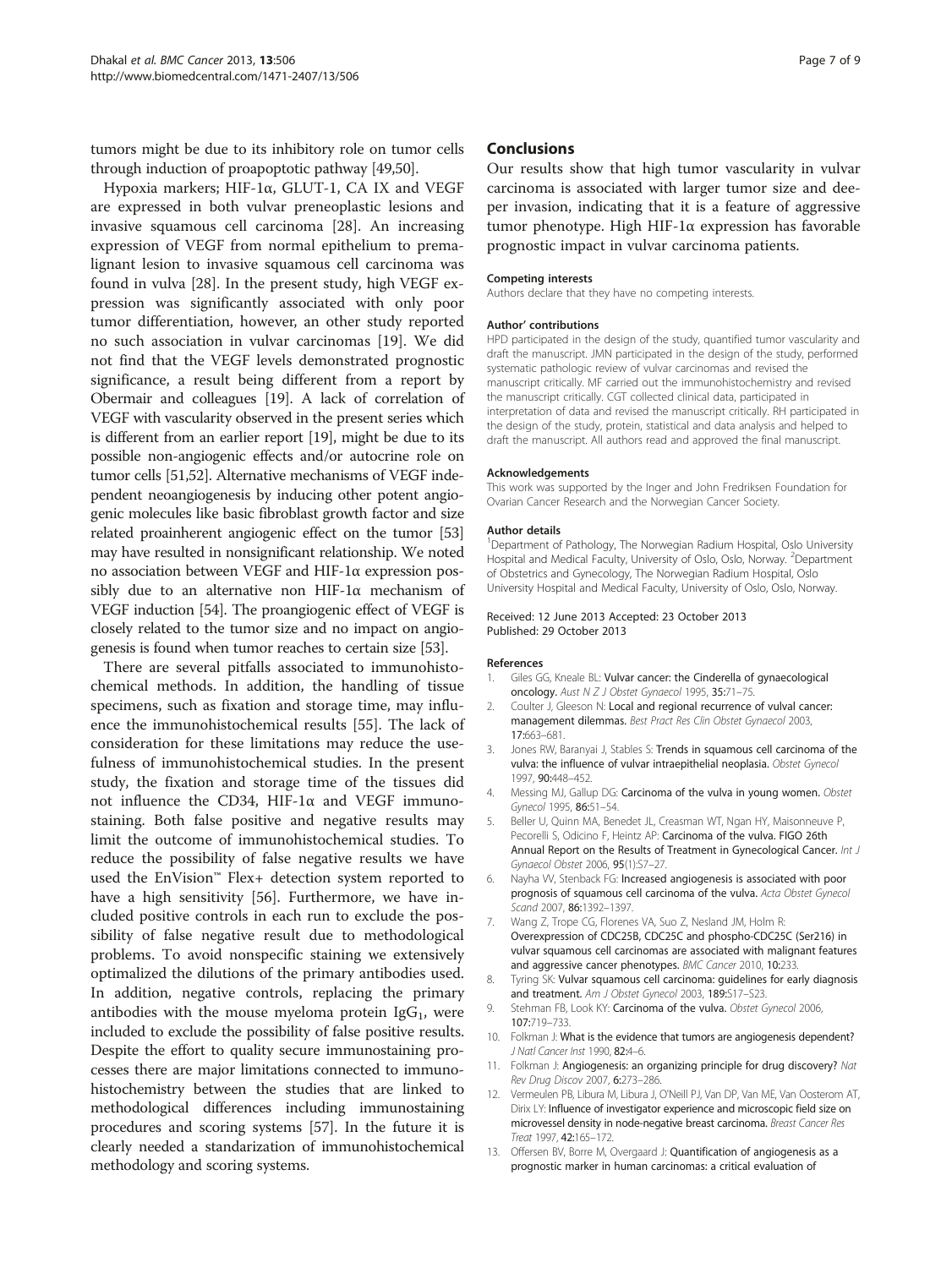tumors might be due to its inhibitory role on tumor cells through induction of proapoptotic pathway [49,50].

Hypoxia markers; HIF-1α, GLUT-1, CA IX and VEGF are expressed in both vulvar preneoplastic lesions and invasive squamous cell carcinoma [28]. An increasing expression of VEGF from normal epithelium to premalignant lesion to invasive squamous cell carcinoma was found in vulva [28]. In the present study, high VEGF expression was significantly associated with only poor tumor differentiation, however, an other study reported no such association in vulvar carcinomas [19]. We did not find that the VEGF levels demonstrated prognostic significance, a result being different from a report by Obermair and colleagues [19]. A lack of correlation of VEGF with vascularity observed in the present series which is different from an earlier report [19], might be due to its possible non-angiogenic effects and/or autocrine role on tumor cells [51,52]. Alternative mechanisms of VEGF independent neoangiogenesis by inducing other potent angiogenic molecules like basic fibroblast growth factor and size related proainherent angiogenic effect on the tumor [53] may have resulted in nonsignificant relationship. We noted no association between VEGF and HIF-1α expression possibly due to an alternative non HIF-1α mechanism of VEGF induction [54]. The proangiogenic effect of VEGF is closely related to the tumor size and no impact on angiogenesis is found when tumor reaches to certain size [53].

There are several pitfalls associated to immunohistochemical methods. In addition, the handling of tissue specimens, such as fixation and storage time, may influence the immunohistochemical results [55]. The lack of consideration for these limitations may reduce the usefulness of immunohistochemical studies. In the present study, the fixation and storage time of the tissues did not influence the CD34, HIF-1α and VEGF immunostaining. Both false positive and negative results may limit the outcome of immunohistochemical studies. To reduce the possibility of false negative results we have used the EnVision™ Flex+ detection system reported to have a high sensitivity [56]. Furthermore, we have included positive controls in each run to exclude the possibility of false negative result due to methodological problems. To avoid nonspecific staining we extensively optimalized the dilutions of the primary antibodies used. In addition, negative controls, replacing the primary antibodies with the mouse myeloma protein $IgG_1$, were included to exclude the possibility of false positive results. Despite the effort to quality secure immunostaining processes there are major limitations connected to immunohistochemistry between the studies that are linked to methodological differences including immunostaining procedures and scoring systems [57]. In the future it is clearly needed a standarization of immunohistochemical methodology and scoring systems.

## Conclusions

Our results show that high tumor vascularity in vulvar carcinoma is associated with larger tumor size and deeper invasion, indicating that it is a feature of aggressive tumor phenotype. High HIF-1α expression has favorable prognostic impact in vulvar carcinoma patients.

#### Competing interests

Authors declare that they have no competing interests.

#### Author' contributions

HPD participated in the design of the study, quantified tumor vascularity and draft the manuscript. JMN participated in the design of the study, performed systematic pathologic review of vulvar carcinomas and revised the manuscript critically. MF carried out the immunohistochemistry and revised the manuscript critically. CGT collected clinical data, participated in interpretation of data and revised the manuscript critically. RH participated in the design of the study, protein, statistical and data analysis and helped to draft the manuscript. All authors read and approved the final manuscript.

#### Acknowledgements

This work was supported by the Inger and John Fredriksen Foundation for Ovarian Cancer Research and the Norwegian Cancer Society.

#### Author details

[1]Department of Pathology, The Norwegian Radium Hospital, Oslo University Hospital and Medical Faculty, University of Oslo, Oslo, Norway. [2]Department of Obstetrics and Gynecology, The Norwegian Radium Hospital, Oslo University Hospital and Medical Faculty, University of Oslo, Oslo, Norway.

Received: 12 June 2013 Accepted: 23 October 2013
Published: 29 October 2013

#### References

1. Giles GG, Kneale BL: **Vulvar cancer: the Cinderella of gynaecological oncology.** *Aust N Z J Obstet Gynaecol* 1995, **35:**71–75.
2. Coulter J, Gleeson N: **Local and regional recurrence of vulval cancer: management dilemmas.** *Best Pract Res Clin Obstet Gynaecol* 2003, **17:**663–681.
3. Jones RW, Baranyai J, Stables S: **Trends in squamous cell carcinoma of the vulva: the influence of vulvar intraepithelial neoplasia.** *Obstet Gynecol* 1997, **90:**448–452.
4. Messing MJ, Gallup DG: **Carcinoma of the vulva in young women.** *Obstet Gynecol* 1995, **86:**51–54.
5. Beller U, Quinn MA, Benedet JL, Creasman WT, Ngan HY, Maisonneuve P, Pecorelli S, Odicino F, Heintz AP: **Carcinoma of the vulva. FIGO 26th Annual Report on the Results of Treatment in Gynecological Cancer.** *Int J Gynaecol Obstet* 2006, **95**(1):S7–27.
6. Nayha VV, Stenback FG: **Increased angiogenesis is associated with poor prognosis of squamous cell carcinoma of the vulva.** *Acta Obstet Gynecol Scand* 2007, **86:**1392–1397.
7. Wang Z, Trope CG, Florenes VA, Suo Z, Nesland JM, Holm R: **Overexpression of CDC25B, CDC25C and phospho-CDC25C (Ser216) in vulvar squamous cell carcinomas are associated with malignant features and aggressive cancer phenotypes.** *BMC Cancer* 2010, **10:**233.
8. Tyring SK: **Vulvar squamous cell carcinoma: guidelines for early diagnosis and treatment.** *Am J Obstet Gynecol* 2003, **189:**S17–S23.
9. Stehman FB, Look KY: **Carcinoma of the vulva.** *Obstet Gynecol* 2006, **107:**719–733.
10. Folkman J: **What is the evidence that tumors are angiogenesis dependent?** *J Natl Cancer Inst* 1990, **82:**4–6.
11. Folkman J: **Angiogenesis: an organizing principle for drug discovery?** *Nat Rev Drug Discov* 2007, **6:**273–286.
12. Vermeulen PB, Libura M, Libura J, O'Neill PJ, Van DP, Van ME, Van Oosterom AT, Dirix LY: **Influence of investigator experience and microscopic field size on microvessel density in node-negative breast carcinoma.** *Breast Cancer Res Treat* 1997, **42:**165–172.
13. Offersen BV, Borre M, Overgaard J: **Quantification of angiogenesis as a prognostic marker in human carcinomas: a critical evaluation of**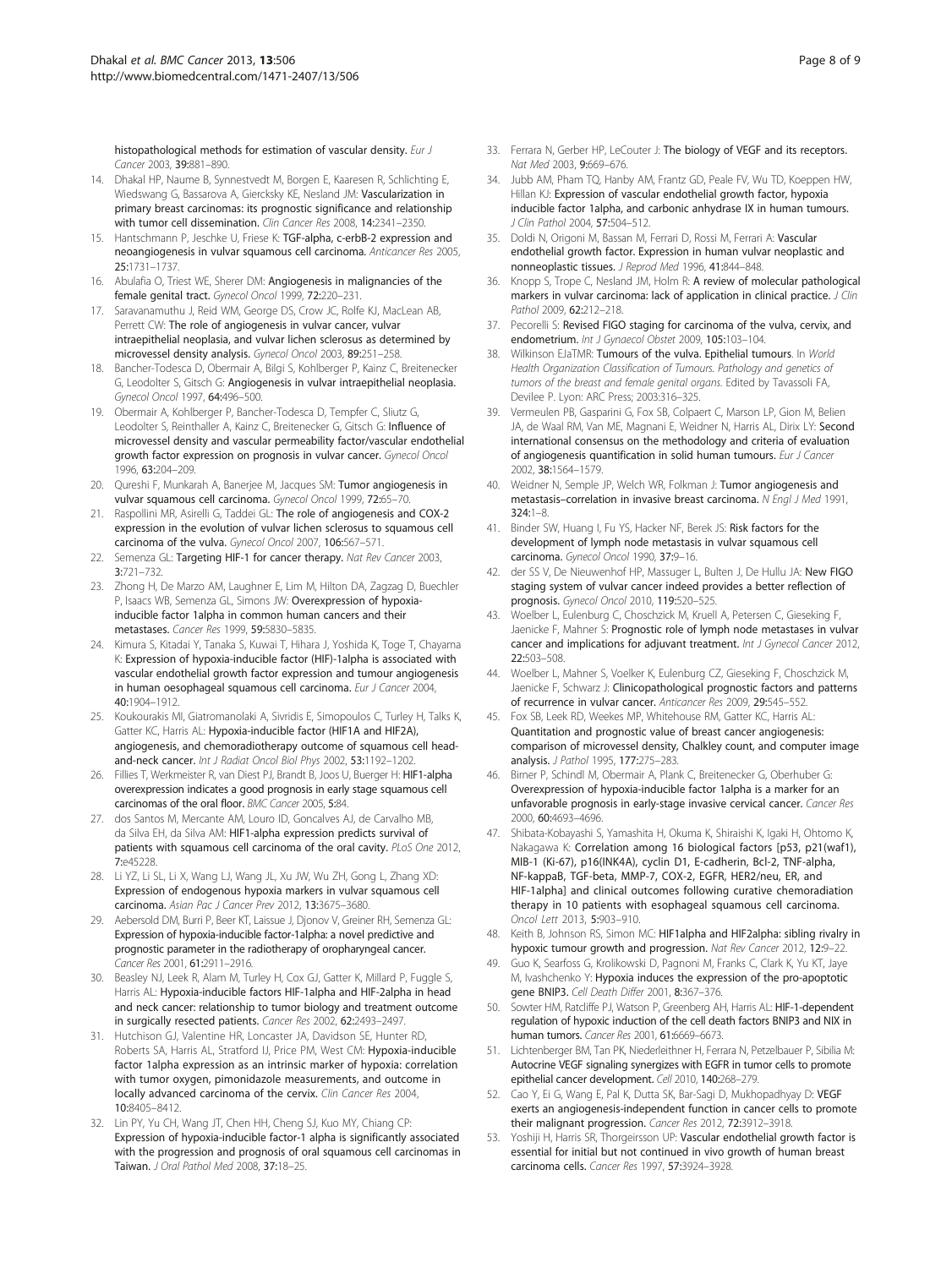histopathological methods for estimation of vascular density. *Eur J Cancer* 2003, **39**:881–890.

14. Dhakal HP, Naume B, Synnestvedt M, Borgen E, Kaaresen R, Schlichting E, Wiedswang G, Bassarova A, Giercksky KE, Nesland JM: **Vascularization in primary breast carcinomas: its prognostic significance and relationship with tumor cell dissemination.** *Clin Cancer Res* 2008, **14**:2341–2350.
15. Hantschmann P, Jeschke U, Friese K: **TGF-alpha, c-erbB-2 expression and neoangiogenesis in vulvar squamous cell carcinoma.** *Anticancer Res* 2005, **25**:1731–1737.
16. Abulafia O, Triest WE, Sherer DM: **Angiogenesis in malignancies of the female genital tract.** *Gynecol Oncol* 1999, **72**:220–231.
17. Saravanamuthu J, Reid WM, George DS, Crow JC, Rolfe KJ, MacLean AB, Perrett CW: **The role of angiogenesis in vulvar cancer, vulvar intraepithelial neoplasia, and vulvar lichen sclerosus as determined by microvessel density analysis.** *Gynecol Oncol* 2003, **89**:251–258.
18. Bancher-Todesca D, Obermair A, Bilgi S, Kohlberger P, Kainz C, Breitenecker G, Leodolter S, Gitsch G: **Angiogenesis in vulvar intraepithelial neoplasia.** *Gynecol Oncol* 1997, **64**:496–500.
19. Obermair A, Kohlberger P, Bancher-Todesca D, Tempfer C, Sliutz G, Leodolter S, Reinthaller A, Kainz C, Breitenecker G, Gitsch G: **Influence of microvessel density and vascular permeability factor/vascular endothelial growth factor expression on prognosis in vulvar cancer.** *Gynecol Oncol* 1996, **63**:204–209.
20. Qureshi F, Munkarah A, Banerjee M, Jacques SM: **Tumor angiogenesis in vulvar squamous cell carcinoma.** *Gynecol Oncol* 1999, **72**:65–70.
21. Raspollini MR, Asirelli G, Taddei GL: **The role of angiogenesis and COX-2 expression in the evolution of vulvar lichen sclerosus to squamous cell carcinoma of the vulva.** *Gynecol Oncol* 2007, **106**:567–571.
22. Semenza GL: **Targeting HIF-1 for cancer therapy.** *Nat Rev Cancer* 2003, **3**:721–732.
23. Zhong H, De Marzo AM, Laughner E, Lim M, Hilton DA, Zagzag D, Buechler P, Isaacs WB, Semenza GL, Simons JW: **Overexpression of hypoxia-inducible factor 1alpha in common human cancers and their metastases.** *Cancer Res* 1999, **59**:5830–5835.
24. Kimura S, Kitadai Y, Tanaka S, Kuwai T, Hihara J, Yoshida K, Toge T, Chayama K: **Expression of hypoxia-inducible factor (HIF)-1alpha is associated with vascular endothelial growth factor expression and tumour angiogenesis in human oesophageal squamous cell carcinoma.** *Eur J Cancer* 2004, **40**:1904–1912.
25. Koukourakis MI, Giatromanolaki A, Sivridis E, Simopoulos C, Turley H, Talks K, Gatter KC, Harris AL: **Hypoxia-inducible factor (HIF1A and HIF2A), angiogenesis, and chemoradiotherapy outcome of squamous cell head-and-neck cancer.** *Int J Radiat Oncol Biol Phys* 2002, **53**:1192–1202.
26. Fillies T, Werkmeister R, van Diest PJ, Brandt B, Joos U, Buerger H: **HIF1-alpha overexpression indicates a good prognosis in early stage squamous cell carcinomas of the oral floor.** *BMC Cancer* 2005, **5**:84.
27. dos Santos M, Mercante AM, Louro ID, Goncalves AJ, de Carvalho MB, da Silva EH, da Silva AM: **HIF1-alpha expression predicts survival of patients with squamous cell carcinoma of the oral cavity.** *PLoS One* 2012, **7**:e45228.
28. Li YZ, Li SL, Li X, Wang LJ, Wang JL, Xu JW, Wu ZH, Gong L, Zhang XD: **Expression of endogenous hypoxia markers in vulvar squamous cell carcinoma.** *Asian Pac J Cancer Prev* 2012, **13**:3675–3680.
29. Aebersold DM, Burri P, Beer KT, Laissue J, Djonov V, Greiner RH, Semenza GL: **Expression of hypoxia-inducible factor-1alpha: a novel predictive and prognostic parameter in the radiotherapy of oropharyngeal cancer.** *Cancer Res* 2001, **61**:2911–2916.
30. Beasley NJ, Leek R, Alam M, Turley H, Cox GJ, Gatter K, Millard P, Fuggle S, Harris AL: **Hypoxia-inducible factors HIF-1alpha and HIF-2alpha in head and neck cancer: relationship to tumor biology and treatment outcome in surgically resected patients.** *Cancer Res* 2002, **62**:2493–2497.
31. Hutchison GJ, Valentine HR, Loncaster JA, Davidson SE, Hunter RD, Roberts SA, Harris AL, Stratford IJ, Price PM, West CM: **Hypoxia-inducible factor 1alpha expression as an intrinsic marker of hypoxia: correlation with tumor oxygen, pimonidazole measurements, and outcome in locally advanced carcinoma of the cervix.** *Clin Cancer Res* 2004, **10**:8405–8412.
32. Lin PY, Yu CH, Wang JT, Chen HH, Cheng SJ, Kuo MY, Chiang CP: **Expression of hypoxia-inducible factor-1 alpha is significantly associated with the progression and prognosis of oral squamous cell carcinomas in Taiwan.** *J Oral Pathol Med* 2008, **37**:18–25.
33. Ferrara N, Gerber HP, LeCouter J: **The biology of VEGF and its receptors.** *Nat Med* 2003, **9**:669–676.
34. Jubb AM, Pham TQ, Hanby AM, Frantz GD, Peale FV, Wu TD, Koeppen HW, Hillan KJ: **Expression of vascular endothelial growth factor, hypoxia inducible factor 1alpha, and carbonic anhydrase IX in human tumours.** *J Clin Pathol* 2004, **57**:504–512.
35. Doldi N, Origoni M, Bassan M, Ferrari D, Rossi M, Ferrari A: **Vascular endothelial growth factor. Expression in human vulvar neoplastic and nonneoplastic tissues.** *J Reprod Med* 1996, **41**:844–848.
36. Knopp S, Trope C, Nesland JM, Holm R: **A review of molecular pathological markers in vulvar carcinoma: lack of application in clinical practice.** *J Clin Pathol* 2009, **62**:212–218.
37. Pecorelli S: **Revised FIGO staging for carcinoma of the vulva, cervix, and endometrium.** *Int J Gynaecol Obstet* 2009, **105**:103–104.
38. Wilkinson EJaTMR: **Tumours of the vulva. Epithelial tumours**. In *World Health Organization Classification of Tumours. Pathology and genetics of tumors of the breast and female genital organs*. Edited by Tavassoli FA, Devilee P. Lyon: ARC Press; 2003:316–325.
39. Vermeulen PB, Gasparini G, Fox SB, Colpaert C, Marson LP, Gion M, Belien JA, de Waal RM, Van ME, Magnani E, Weidner N, Harris AL, Dirix LY: **Second international consensus on the methodology and criteria of evaluation of angiogenesis quantification in solid human tumours.** *Eur J Cancer* 2002, **38**:1564–1579.
40. Weidner N, Semple JP, Welch WR, Folkman J: **Tumor angiogenesis and metastasis–correlation in invasive breast carcinoma.** *N Engl J Med* 1991, **324**:1–8.
41. Binder SW, Huang I, Fu YS, Hacker NF, Berek JS: **Risk factors for the development of lymph node metastasis in vulvar squamous cell carcinoma.** *Gynecol Oncol* 1990, **37**:9–16.
42. der SS V, De Nieuwenhof HP, Massuger L, Bulten J, De Hullu JA: **New FIGO staging system of vulvar cancer indeed provides a better reflection of prognosis.** *Gynecol Oncol* 2010, **119**:520–525.
43. Woelber L, Eulenburg C, Choschzick M, Kruell A, Petersen C, Gieseking F, Jaenicke F, Mahner S: **Prognostic role of lymph node metastases in vulvar cancer and implications for adjuvant treatment.** *Int J Gynecol Cancer* 2012, **22**:503–508.
44. Woelber L, Mahner S, Voelker K, Eulenburg CZ, Gieseking F, Choschzick M, Jaenicke F, Schwarz J: **Clinicopathological prognostic factors and patterns of recurrence in vulvar cancer.** *Anticancer Res* 2009, **29**:545–552.
45. Fox SB, Leek RD, Weekes MP, Whitehouse RM, Gatter KC, Harris AL: **Quantitation and prognostic value of breast cancer angiogenesis: comparison of microvessel density, Chalkley count, and computer image analysis.** *J Pathol* 1995, **177**:275–283.
46. Birner P, Schindl M, Obermair A, Plank C, Breitenecker G, Oberhuber G: **Overexpression of hypoxia-inducible factor 1alpha is a marker for an unfavorable prognosis in early-stage invasive cervical cancer.** *Cancer Res* 2000, **60**:4693–4696.
47. Shibata-Kobayashi S, Yamashita H, Okuma K, Shiraishi K, Igaki H, Ohtomo K, Nakagawa K: **Correlation among 16 biological factors [p53, p21(waf1), MIB-1 (Ki-67), p16(INK4A), cyclin D1, E-cadherin, Bcl-2, TNF-alpha, NF-kappaB, TGF-beta, MMP-7, COX-2, EGFR, HER2/neu, ER, and HIF-1alpha] and clinical outcomes following curative chemoradiation therapy in 10 patients with esophageal squamous cell carcinoma.** *Oncol Lett* 2013, **5**:903–910.
48. Keith B, Johnson RS, Simon MC: **HIF1alpha and HIF2alpha: sibling rivalry in hypoxic tumour growth and progression.** *Nat Rev Cancer* 2012, **12**:9–22.
49. Guo K, Searfoss G, Krolikowski D, Pagnoni M, Franks C, Clark K, Yu KT, Jaye M, Ivashchenko Y: **Hypoxia induces the expression of the pro-apoptotic gene BNIP3.** *Cell Death Differ* 2001, **8**:367–376.
50. Sowter HM, Ratcliffe PJ, Watson P, Greenberg AH, Harris AL: **HIF-1-dependent regulation of hypoxic induction of the cell death factors BNIP3 and NIX in human tumors.** *Cancer Res* 2001, **61**:6669–6673.
51. Lichtenberger BM, Tan PK, Niederleithner H, Ferrara N, Petzelbauer P, Sibilia M: **Autocrine VEGF signaling synergizes with EGFR in tumor cells to promote epithelial cancer development.** *Cell* 2010, **140**:268–279.
52. Cao Y, Ei G, Wang E, Pal K, Dutta SK, Bar-Sagi D, Mukhopadhyay D: **VEGF exerts an angiogenesis-independent function in cancer cells to promote their malignant progression.** *Cancer Res* 2012, **72**:3912–3918.
53. Yoshiji H, Harris SR, Thorgeirsson UP: **Vascular endothelial growth factor is essential for initial but not continued in vivo growth of human breast carcinoma cells.** *Cancer Res* 1997, **57**:3924–3928.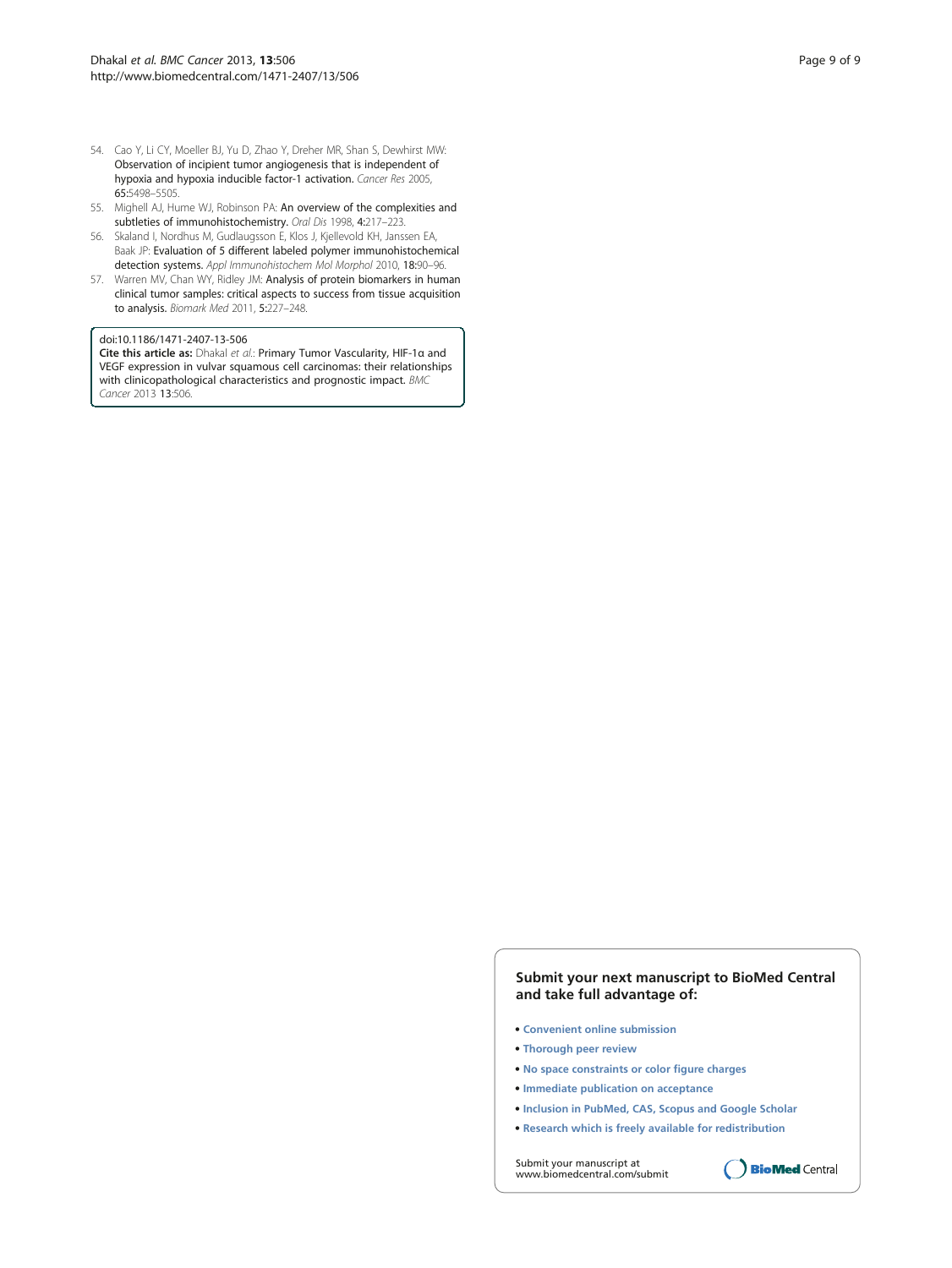54. Cao Y, Li CY, Moeller BJ, Yu D, Zhao Y, Dreher MR, Shan S, Dewhirst MW: **Observation of incipient tumor angiogenesis that is independent of hypoxia and hypoxia inducible factor-1 activation.** *Cancer Res* 2005, **65:**5498–5505.
55. Mighell AJ, Hume WJ, Robinson PA: **An overview of the complexities and subtleties of immunohistochemistry.** *Oral Dis* 1998, **4:**217–223.
56. Skaland I, Nordhus M, Gudlaugsson E, Klos J, Kjellevold KH, Janssen EA, Baak JP: **Evaluation of 5 different labeled polymer immunohistochemical detection systems.** *Appl Immunohistochem Mol Morphol* 2010, **18:**90–96.
57. Warren MV, Chan WY, Ridley JM: **Analysis of protein biomarkers in human clinical tumor samples: critical aspects to success from tissue acquisition to analysis.** *Biomark Med* 2011, **5:**227–248.

doi:10.1186/1471-2407-13-506
**Cite this article as:** Dhakal *et al.*: Primary Tumor Vascularity, HIF-1α and VEGF expression in vulvar squamous cell carcinomas: their relationships with clinicopathological characteristics and prognostic impact. *BMC Cancer* 2013 **13**:506.

**Submit your next manuscript to BioMed Central and take full advantage of:**

- **Convenient online submission**
- **Thorough peer review**
- **No space constraints or color figure charges**
- **Immediate publication on acceptance**
- **Inclusion in PubMed, CAS, Scopus and Google Scholar**
- **Research which is freely available for redistribution**

Submit your manuscript at
www.biomedcentral.com/submit

BioMed Central